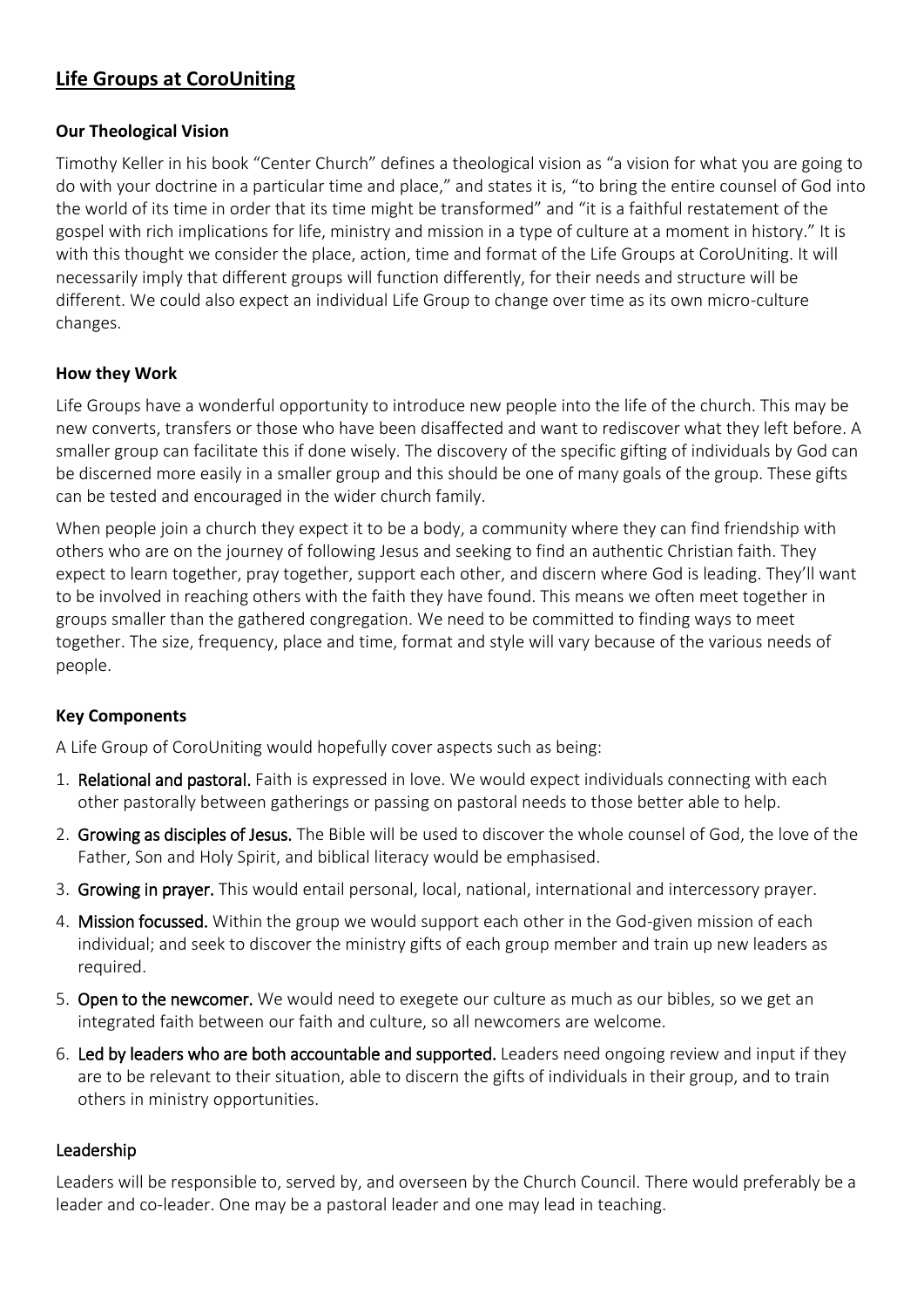## Life Groups at CoroUniting

### Our Theological Vision

Timothy Keller in his book "Center Church" defines a theological vision as "a vision for what you are going to do with your doctrine in a particular time and place," and states it is, "to bring the entire counsel of God into the world of its time in order that its time might be transformed" and "it is a faithful restatement of the gospel with rich implications for life, ministry and mission in a type of culture at a moment in history." It is with this thought we consider the place, action, time and format of the Life Groups at CoroUniting. It will necessarily imply that different groups will function differently, for their needs and structure will be different. We could also expect an individual Life Group to change over time as its own micro-culture changes.

### How they Work

Life Groups have a wonderful opportunity to introduce new people into the life of the church. This may be new converts, transfers or those who have been disaffected and want to rediscover what they left before. A smaller group can facilitate this if done wisely. The discovery of the specific gifting of individuals by God can be discerned more easily in a smaller group and this should be one of many goals of the group. These gifts can be tested and encouraged in the wider church family.

When people join a church they expect it to be a body, a community where they can find friendship with others who are on the journey of following Jesus and seeking to find an authentic Christian faith. They expect to learn together, pray together, support each other, and discern where God is leading. They'll want to be involved in reaching others with the faith they have found. This means we often meet together in groups smaller than the gathered congregation. We need to be committed to finding ways to meet together. The size, frequency, place and time, format and style will vary because of the various needs of people.

### Key Components

A Life Group of CoroUniting would hopefully cover aspects such as being:

1. **Relational and pastoral.** Faith is expressed in love. We would expect individuals connecting with each other pastorally between gatherings or passing on pastoral needs to those better able to help.
2. **Growing as disciples of Jesus.** The Bible will be used to discover the whole counsel of God, the love of the Father, Son and Holy Spirit, and biblical literacy would be emphasised.
3. **Growing in prayer.** This would entail personal, local, national, international and intercessory prayer.
4. **Mission focussed.** Within the group we would support each other in the God-given mission of each individual; and seek to discover the ministry gifts of each group member and train up new leaders as required.
5. **Open to the newcomer.** We would need to exegete our culture as much as our bibles, so we get an integrated faith between our faith and culture, so all newcomers are welcome.
6. **Led by leaders who are both accountable and supported.** Leaders need ongoing review and input if they are to be relevant to their situation, able to discern the gifts of individuals in their group, and to train others in ministry opportunities.

### Leadership

Leaders will be responsible to, served by, and overseen by the Church Council. There would preferably be a leader and co-leader. One may be a pastoral leader and one may lead in teaching.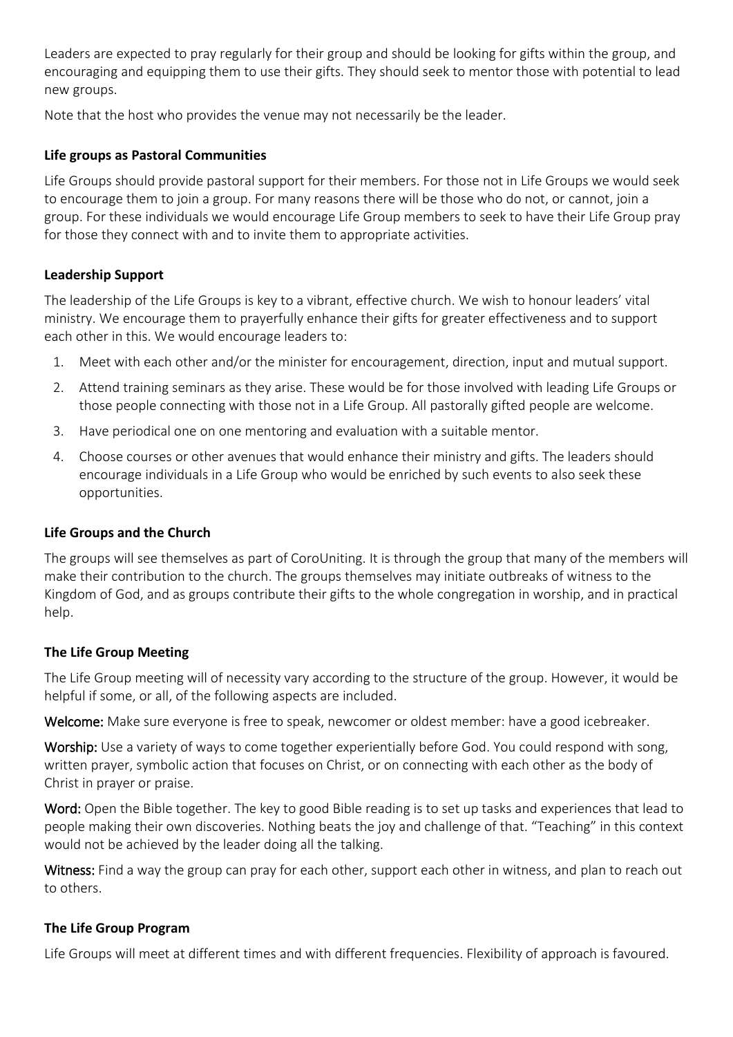Leaders are expected to pray regularly for their group and should be looking for gifts within the group, and encouraging and equipping them to use their gifts. They should seek to mentor those with potential to lead new groups.

Note that the host who provides the venue may not necessarily be the leader.

### Life groups as Pastoral Communities

Life Groups should provide pastoral support for their members. For those not in Life Groups we would seek to encourage them to join a group. For many reasons there will be those who do not, or cannot, join a group. For these individuals we would encourage Life Group members to seek to have their Life Group pray for those they connect with and to invite them to appropriate activities.

### Leadership Support

The leadership of the Life Groups is key to a vibrant, effective church. We wish to honour leaders' vital ministry. We encourage them to prayerfully enhance their gifts for greater effectiveness and to support each other in this. We would encourage leaders to:

1. Meet with each other and/or the minister for encouragement, direction, input and mutual support.
2. Attend training seminars as they arise. These would be for those involved with leading Life Groups or those people connecting with those not in a Life Group. All pastorally gifted people are welcome.
3. Have periodical one on one mentoring and evaluation with a suitable mentor.
4. Choose courses or other avenues that would enhance their ministry and gifts. The leaders should encourage individuals in a Life Group who would be enriched by such events to also seek these opportunities.

### Life Groups and the Church

The groups will see themselves as part of CoroUniting. It is through the group that many of the members will make their contribution to the church. The groups themselves may initiate outbreaks of witness to the Kingdom of God, and as groups contribute their gifts to the whole congregation in worship, and in practical help.

### The Life Group Meeting

The Life Group meeting will of necessity vary according to the structure of the group. However, it would be helpful if some, or all, of the following aspects are included.

**Welcome:** Make sure everyone is free to speak, newcomer or oldest member: have a good icebreaker.

**Worship:** Use a variety of ways to come together experientially before God. You could respond with song, written prayer, symbolic action that focuses on Christ, or on connecting with each other as the body of Christ in prayer or praise.

**Word:** Open the Bible together. The key to good Bible reading is to set up tasks and experiences that lead to people making their own discoveries. Nothing beats the joy and challenge of that. "Teaching" in this context would not be achieved by the leader doing all the talking.

**Witness:** Find a way the group can pray for each other, support each other in witness, and plan to reach out to others.

### The Life Group Program

Life Groups will meet at different times and with different frequencies. Flexibility of approach is favoured.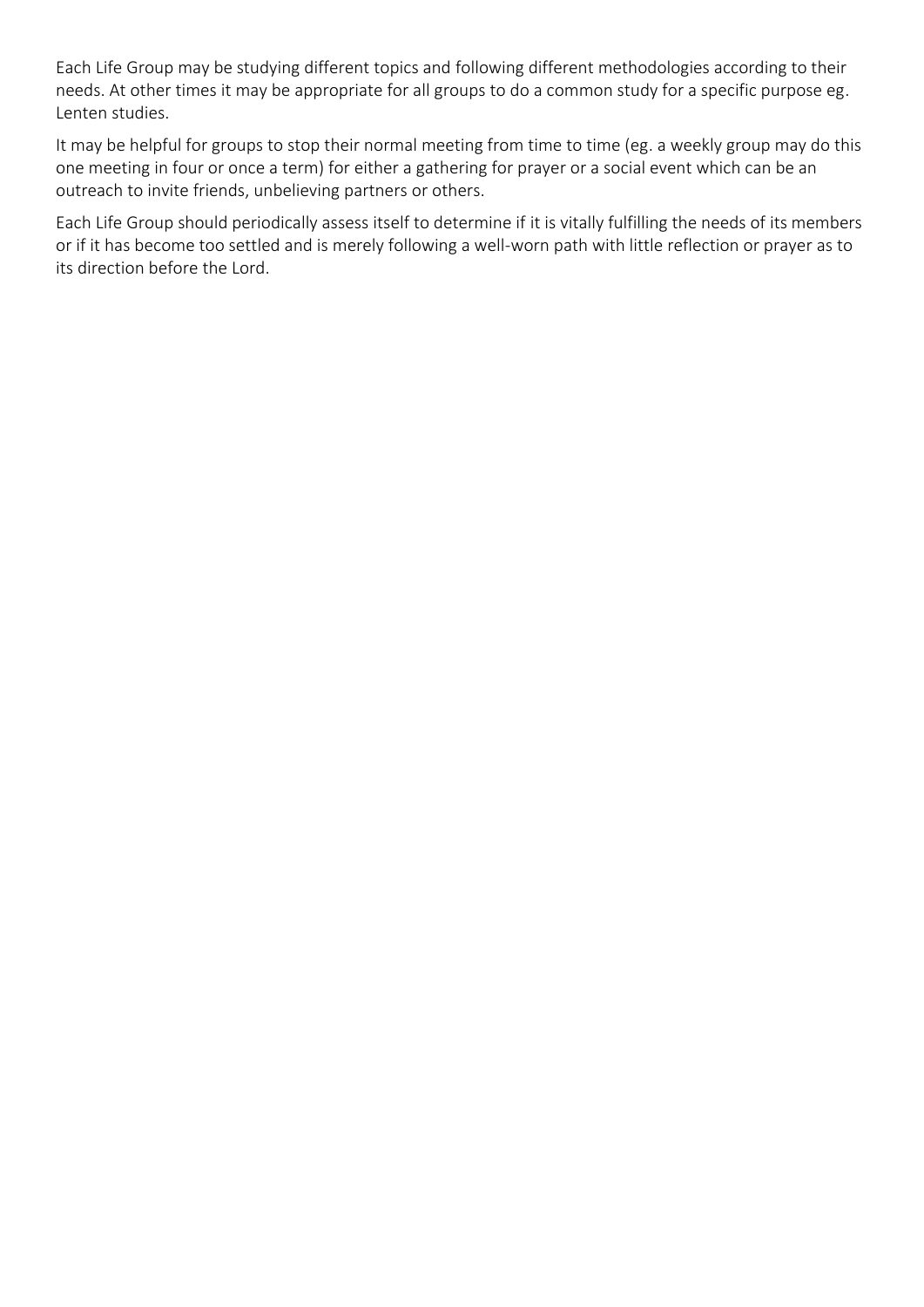Each Life Group may be studying different topics and following different methodologies according to their needs. At other times it may be appropriate for all groups to do a common study for a specific purpose eg. Lenten studies.

It may be helpful for groups to stop their normal meeting from time to time (eg. a weekly group may do this one meeting in four or once a term) for either a gathering for prayer or a social event which can be an outreach to invite friends, unbelieving partners or others.

Each Life Group should periodically assess itself to determine if it is vitally fulfilling the needs of its members or if it has become too settled and is merely following a well-worn path with little reflection or prayer as to its direction before the Lord.